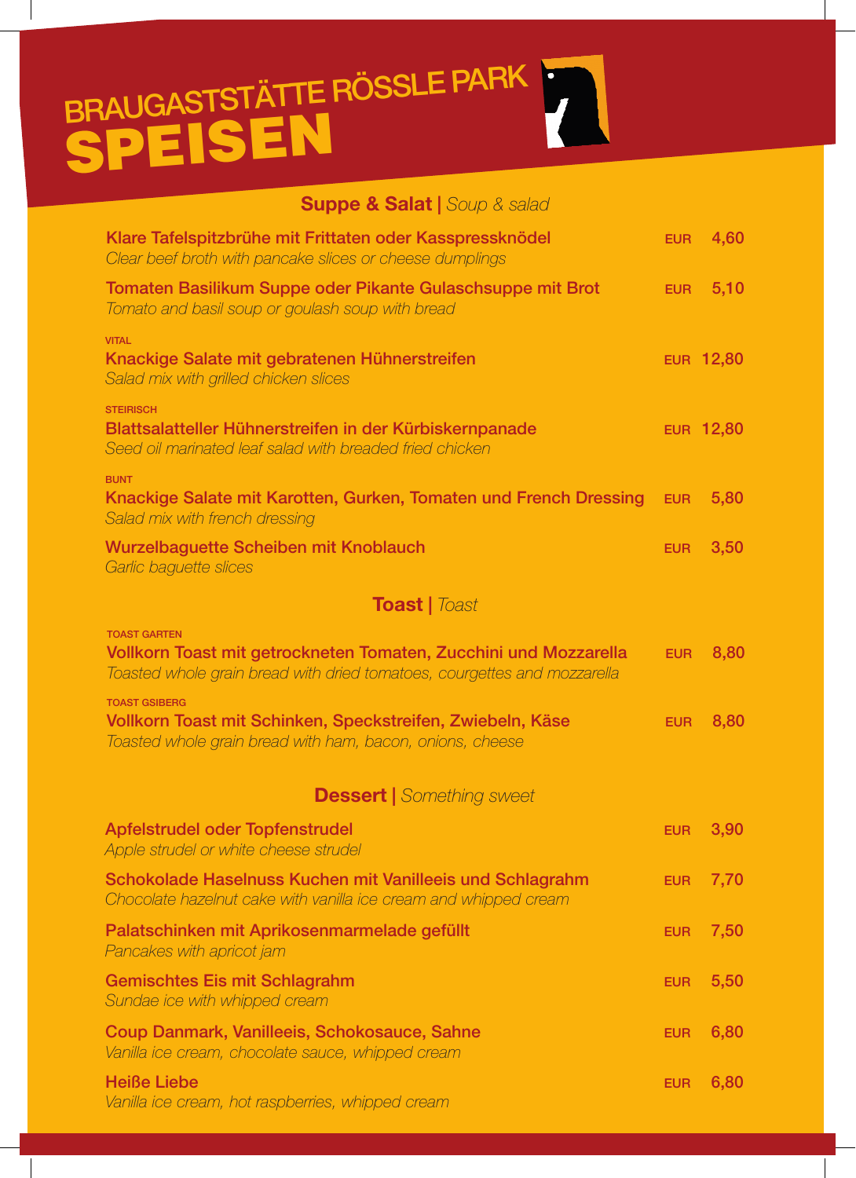# BRAUGASTSTÄTTE RÖSSLE PARK
# SPEISEN

## Suppe & Salat | *Soup & salad*

**Klare Tafelspitzbrühe mit Frittaten oder Kasspressknödel** — EUR 4,60
*Clear beef broth with pancake slices or cheese dumplings*

**Tomaten Basilikum Suppe oder Pikante Gulaschsuppe mit Brot** — EUR 5,10
*Tomato and basil soup or goulash soup with bread*

VITAL
**Knackige Salate mit gebratenen Hühnerstreifen** — EUR 12,80
*Salad mix with grilled chicken slices*

STEIRISCH
**Blattsalatteller Hühnerstreifen in der Kürbiskernpanade** — EUR 12,80
*Seed oil marinated leaf salad with breaded fried chicken*

BUNT
**Knackige Salate mit Karotten, Gurken, Tomaten und French Dressing** — EUR 5,80
*Salad mix with french dressing*

**Wurzelbaguette Scheiben mit Knoblauch** — EUR 3,50
*Garlic baguette slices*

## Toast | *Toast*

TOAST GARTEN
**Vollkorn Toast mit getrockneten Tomaten, Zucchini und Mozzarella** — EUR 8,80
*Toasted whole grain bread with dried tomatoes, courgettes and mozzarella*

TOAST GSIBERG
**Vollkorn Toast mit Schinken, Speckstreifen, Zwiebeln, Käse** — EUR 8,80
*Toasted whole grain bread with ham, bacon, onions, cheese*

## Dessert | *Something sweet*

**Apfelstrudel oder Topfenstrudel** — EUR 3,90
*Apple strudel or white cheese strudel*

**Schokolade Haselnuss Kuchen mit Vanilleeis und Schlagrahm** — EUR 7,70
*Chocolate hazelnut cake with vanilla ice cream and whipped cream*

**Palatschinken mit Aprikosenmarmelade gefüllt** — EUR 7,50
*Pancakes with apricot jam*

**Gemischtes Eis mit Schlagrahm** — EUR 5,50
*Sundae ice with whipped cream*

**Coup Danmark, Vanilleeis, Schokosauce, Sahne** — EUR 6,80
*Vanilla ice cream, chocolate sauce, whipped cream*

**Heiße Liebe** — EUR 6,80
*Vanilla ice cream, hot raspberries, whipped cream*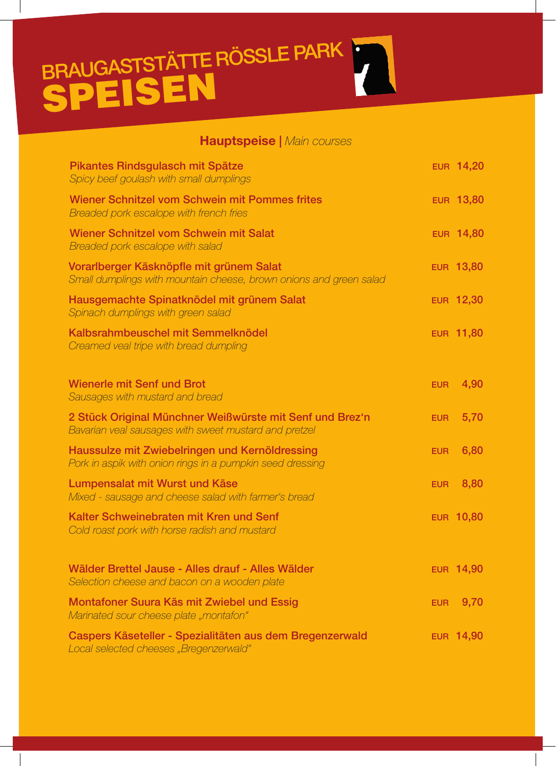# BRAUGASTSTÄTTE RÖSSLE PARK

# SPEISEN

## Hauptspeise | *Main courses*

| | |
|---|---|
| **Pikantes Rindsgulasch mit Spätze**<br>*Spicy beef goulash with small dumplings* | EUR 14,20 |
| **Wiener Schnitzel vom Schwein mit Pommes frites**<br>*Breaded pork escalope with french fries* | EUR 13,80 |
| **Wiener Schnitzel vom Schwein mit Salat**<br>*Breaded pork escalope with salad* | EUR 14,80 |
| **Vorarlberger Käsknöpfle mit grünem Salat**<br>*Small dumplings with mountain cheese, brown onions and green salad* | EUR 13,80 |
| **Hausgemachte Spinatknödel mit grünem Salat**<br>*Spinach dumplings with green salad* | EUR 12,30 |
| **Kalbsrahmbeuschel mit Semmelknödel**<br>*Creamed veal tripe with bread dumpling* | EUR 11,80 |

| | |
|---|---|
| **Wienerle mit Senf und Brot**<br>*Sausages with mustard and bread* | EUR 4,90 |
| **2 Stück Original Münchner Weißwürste mit Senf und Brez'n**<br>*Bavarian veal sausages with sweet mustard and pretzel* | EUR 5,70 |
| **Haussulze mit Zwiebelringen und Kernöldressing**<br>*Pork in aspik with onion rings in a pumpkin seed dressing* | EUR 6,80 |
| **Lumpensalat mit Wurst und Käse**<br>*Mixed - sausage and cheese salad with farmer's bread* | EUR 8,80 |
| **Kalter Schweinebraten mit Kren und Senf**<br>*Cold roast pork with horse radish and mustard* | EUR 10,80 |

| | |
|---|---|
| **Wälder Brettel Jause - Alles drauf - Alles Wälder**<br>*Selection cheese and bacon on a wooden plate* | EUR 14,90 |
| **Montafoner Suura Käs mit Zwiebel und Essig**<br>*Marinated sour cheese plate „montafon"* | EUR 9,70 |
| **Caspers Käseteller - Spezialitäten aus dem Bregenzerwald**<br>*Local selected cheeses „Bregenzerwald"* | EUR 14,90 |